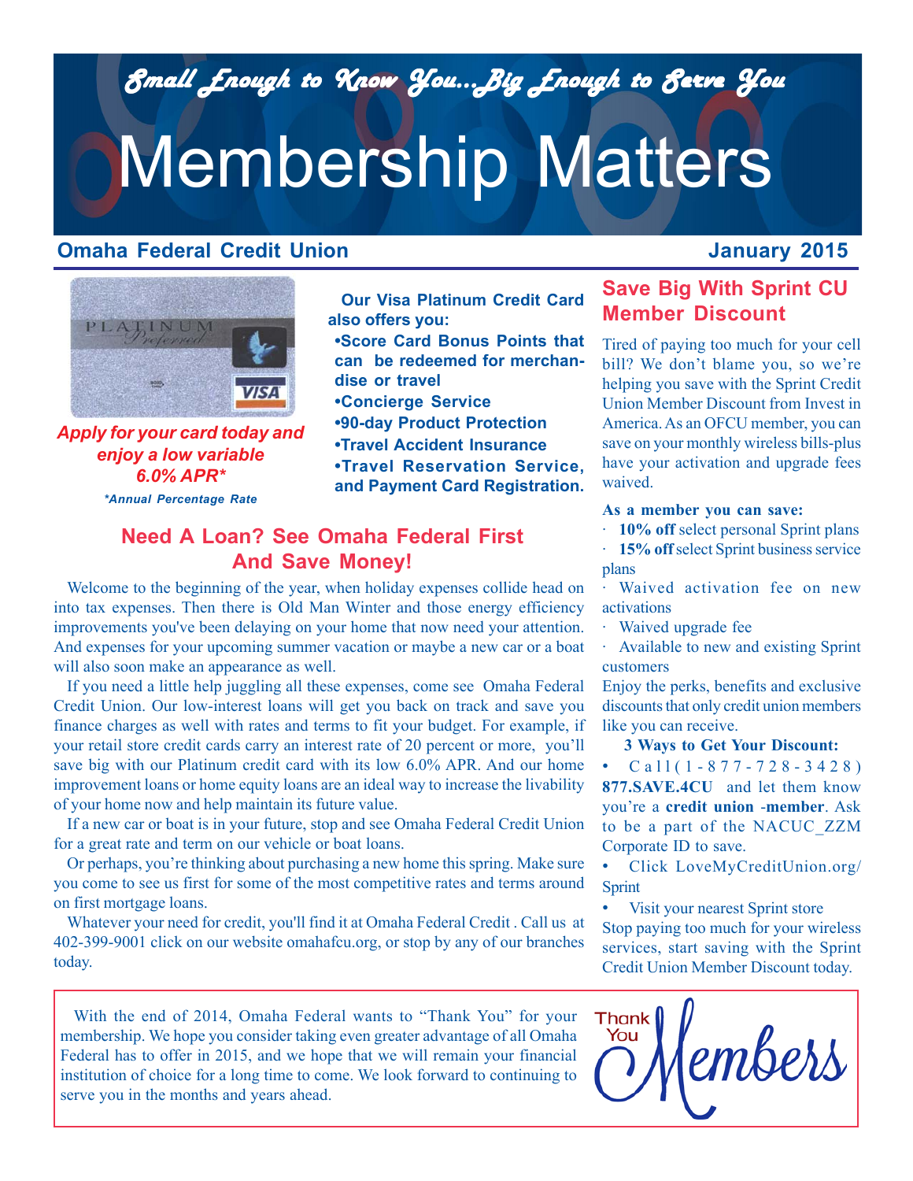*Small Enough to Know You...Big Enough to Serve You*

# Membership Matters

**Omaha Federal Credit Union** — **January 2015**

***Apply for your card today and enjoy a low variable 6.0% APR****

****Annual Percentage Rate***

**Our Visa Platinum Credit Card also offers you:**

- **Score Card Bonus Points that can be redeemed for merchandise or travel**
- **Concierge Service**
- **90-day Product Protection**
- **Travel Accident Insurance**
- **Travel Reservation Service, and Payment Card Registration.**

## Need A Loan? See Omaha Federal First And Save Money!

Welcome to the beginning of the year, when holiday expenses collide head on into tax expenses. Then there is Old Man Winter and those energy efficiency improvements you've been delaying on your home that now need your attention. And expenses for your upcoming summer vacation or maybe a new car or a boat will also soon make an appearance as well.

If you need a little help juggling all these expenses, come see Omaha Federal Credit Union. Our low-interest loans will get you back on track and save you finance charges as well with rates and terms to fit your budget. For example, if your retail store credit cards carry an interest rate of 20 percent or more, you'll save big with our Platinum credit card with its low 6.0% APR. And our home improvement loans or home equity loans are an ideal way to increase the livability of your home now and help maintain its future value.

If a new car or boat is in your future, stop and see Omaha Federal Credit Union for a great rate and term on our vehicle or boat loans.

Or perhaps, you're thinking about purchasing a new home this spring. Make sure you come to see us first for some of the most competitive rates and terms around on first mortgage loans.

Whatever your need for credit, you'll find it at Omaha Federal Credit . Call us at 402-399-9001 click on our website omahafcu.org, or stop by any of our branches today.

## Save Big With Sprint CU Member Discount

Tired of paying too much for your cell bill? We don't blame you, so we're helping you save with the Sprint Credit Union Member Discount from Invest in America. As an OFCU member, you can save on your monthly wireless bills-plus have your activation and upgrade fees waived.

**As a member you can save:**

- **10% off** select personal Sprint plans
- **15% off** select Sprint business service plans
- Waived activation fee on new activations
- Waived upgrade fee
- Available to new and existing Sprint customers

Enjoy the perks, benefits and exclusive discounts that only credit union members like you can receive.

**3 Ways to Get Your Discount:**

- Call (1-877-728-3428) **877.SAVE.4CU** and let them know you're a **credit union** -**member**. Ask to be a part of the NACUC_ZZM Corporate ID to save.
- Click LoveMyCreditUnion.org/Sprint
- Visit your nearest Sprint store

Stop paying too much for your wireless services, start saving with the Sprint Credit Union Member Discount today.

With the end of 2014, Omaha Federal wants to "Thank You" for your membership. We hope you consider taking even greater advantage of all Omaha Federal has to offer in 2015, and we hope that we will remain your financial institution of choice for a long time to come. We look forward to continuing to serve you in the months and years ahead.

Thank You Members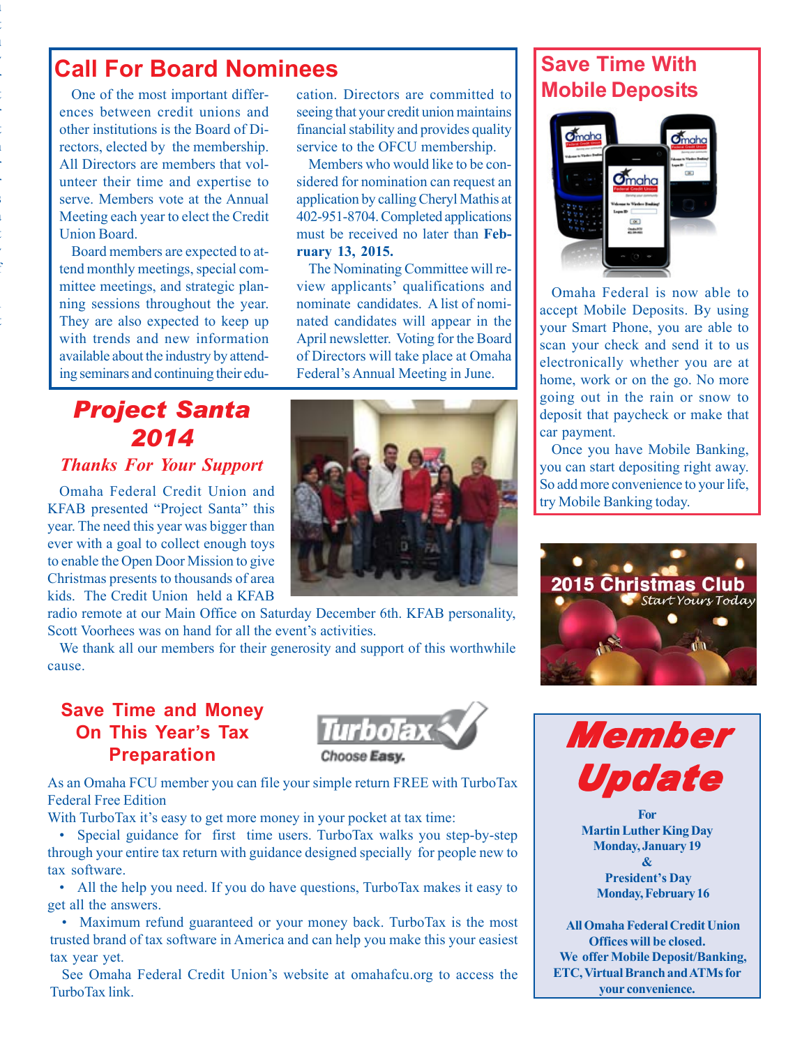## Call For Board Nominees

One of the most important differences between credit unions and other institutions is the Board of Directors, elected by the membership. All Directors are members that volunteer their time and expertise to serve. Members vote at the Annual Meeting each year to elect the Credit Union Board.

Board members are expected to attend monthly meetings, special committee meetings, and strategic planning sessions throughout the year. They are also expected to keep up with trends and new information available about the industry by attending seminars and continuing their education. Directors are committed to seeing that your credit union maintains financial stability and provides quality service to the OFCU membership.

Members who would like to be considered for nomination can request an application by calling Cheryl Mathis at 402-951-8704. Completed applications must be received no later than **February 13, 2015.**

The Nominating Committee will review applicants' qualifications and nominate candidates. A list of nominated candidates will appear in the April newsletter. Voting for the Board of Directors will take place at Omaha Federal's Annual Meeting in June.

## *Project Santa 2014*

### *Thanks For Your Support*

Omaha Federal Credit Union and KFAB presented "Project Santa" this year. The need this year was bigger than ever with a goal to collect enough toys to enable the Open Door Mission to give Christmas presents to thousands of area kids. The Credit Union held a KFAB radio remote at our Main Office on Saturday December 6th. KFAB personality, Scott Voorhees was on hand for all the event's activities.

We thank all our members for their generosity and support of this worthwhile cause.

## Save Time and Money On This Year's Tax Preparation

TurboTax
Choose Easy.

As an Omaha FCU member you can file your simple return FREE with TurboTax Federal Free Edition

With TurboTax it's easy to get more money in your pocket at tax time:

- Special guidance for first time users. TurboTax walks you step-by-step through your entire tax return with guidance designed specially for people new to tax software.
- All the help you need. If you do have questions, TurboTax makes it easy to get all the answers.
- Maximum refund guaranteed or your money back. TurboTax is the most trusted brand of tax software in America and can help you make this your easiest tax year yet.

See Omaha Federal Credit Union's website at omahafcu.org to access the TurboTax link.

## Save Time With Mobile Deposits

Omaha Federal is now able to accept Mobile Deposits. By using your Smart Phone, you are able to scan your check and send it to us electronically whether you are at home, work or on the go. No more going out in the rain or snow to deposit that paycheck or make that car payment.

Once you have Mobile Banking, you can start depositing right away. So add more convenience to your life, try Mobile Banking today.

**2015 Christmas Club**
*Start Yours Today*

## *Member Update*

**For**
**Martin Luther King Day**
**Monday, January 19**
**&**
**President's Day**
**Monday, February 16**

**All Omaha Federal Credit Union Offices will be closed.**
**We offer Mobile Deposit/Banking, ETC, Virtual Branch and ATMs for your convenience.**